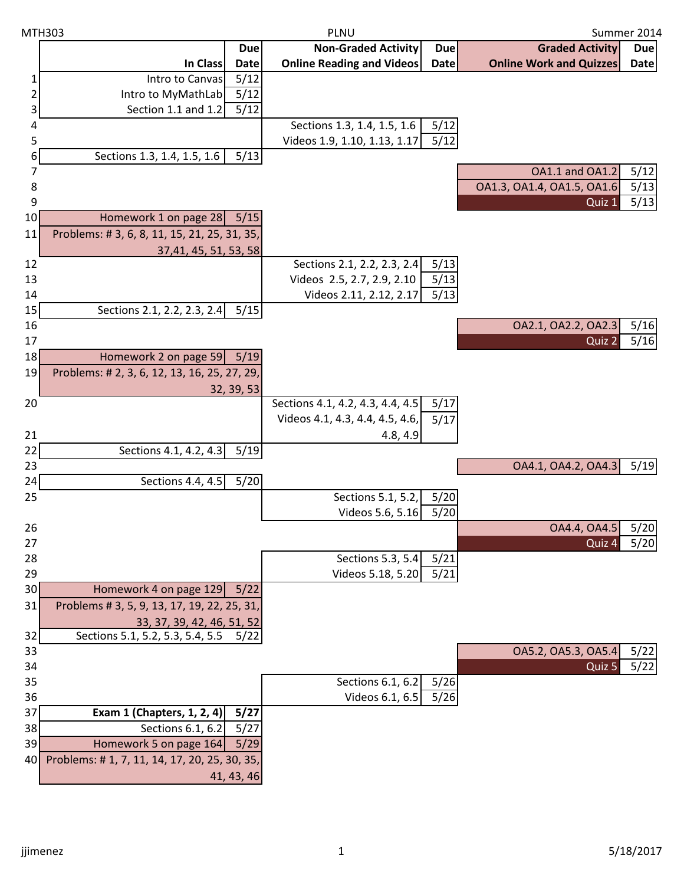MTH303 — PLNU — Summer 2014

| | In Class | Due Date | Non-Graded Activity Online Reading and Videos | Due Date | Graded Activity Online Work and Quizzes | Due Date |
|---|---|---|---|---|---|---|
| 1 | Intro to Canvas | 5/12 | | | | |
| 2 | Intro to MyMathLab | 5/12 | | | | |
| 3 | Section 1.1 and 1.2 | 5/12 | | | | |
| 4 | | | Sections 1.3, 1.4, 1.5, 1.6 | 5/12 | | |
| 5 | | | Videos 1.9, 1.10, 1.13, 1.17 | 5/12 | | |
| 6 | Sections 1.3, 1.4, 1.5, 1.6 | 5/13 | | | | |
| 7 | | | | | OA1.1 and OA1.2 | 5/12 |
| 8 | | | | | OA1.3, OA1.4, OA1.5, OA1.6 | 5/13 |
| 9 | | | | | Quiz 1 | 5/13 |
| 10 | Homework 1 on page 28 | 5/15 | | | | |
| 11 | Problems: # 3, 6, 8, 11, 15, 21, 25, 31, 35, 37,41, 45, 51, 53, 58 | | | | | |
| 12 | | | Sections 2.1, 2.2, 2.3, 2.4 | 5/13 | | |
| 13 | | | Videos 2.5, 2.7, 2.9, 2.10 | 5/13 | | |
| 14 | | | Videos 2.11, 2.12, 2.17 | 5/13 | | |
| 15 | Sections 2.1, 2.2, 2.3, 2.4 | 5/15 | | | | |
| 16 | | | | | OA2.1, OA2.2, OA2.3 | 5/16 |
| 17 | | | | | Quiz 2 | 5/16 |
| 18 | Homework 2 on page 59 | 5/19 | | | | |
| 19 | Problems: # 2, 3, 6, 12, 13, 16, 25, 27, 29, 32, 39, 53 | | | | | |
| 20 | | | Sections 4.1, 4.2, 4.3, 4.4, 4.5 | 5/17 | | |
| 21 | | | Videos 4.1, 4.3, 4.4, 4.5, 4.6, 4.8, 4.9 | 5/17 | | |
| 22 | Sections 4.1, 4.2, 4.3 | 5/19 | | | | |
| 23 | | | | | OA4.1, OA4.2, OA4.3 | 5/19 |
| 24 | Sections 4.4, 4.5 | 5/20 | | | | |
| 25 | | | Sections 5.1, 5.2, | 5/20 | | |
| | | | Videos 5.6, 5.16 | 5/20 | | |
| 26 | | | | | OA4.4, OA4.5 | 5/20 |
| 27 | | | | | Quiz 4 | 5/20 |
| 28 | | | Sections 5.3, 5.4 | 5/21 | | |
| 29 | | | Videos 5.18, 5.20 | 5/21 | | |
| 30 | Homework 4 on page 129 | 5/22 | | | | |
| 31 | Problems # 3, 5, 9, 13, 17, 19, 22, 25, 31, 33, 37, 39, 42, 46, 51, 52 | | | | | |
| 32 | Sections 5.1, 5.2, 5.3, 5.4, 5.5 | 5/22 | | | | |
| 33 | | | | | OA5.2, OA5.3, OA5.4 | 5/22 |
| 34 | | | | | Quiz 5 | 5/22 |
| 35 | | | Sections 6.1, 6.2 | 5/26 | | |
| 36 | | | Videos 6.1, 6.5 | 5/26 | | |
| 37 | **Exam 1 (Chapters, 1, 2, 4)** | **5/27** | | | | |
| 38 | Sections 6.1, 6.2 | 5/27 | | | | |
| 39 | Homework 5 on page 164 | 5/29 | | | | |
| 40 | Problems: # 1, 7, 11, 14, 17, 20, 25, 30, 35, 41, 43, 46 | | | | | |

jjimenez — 5/18/2017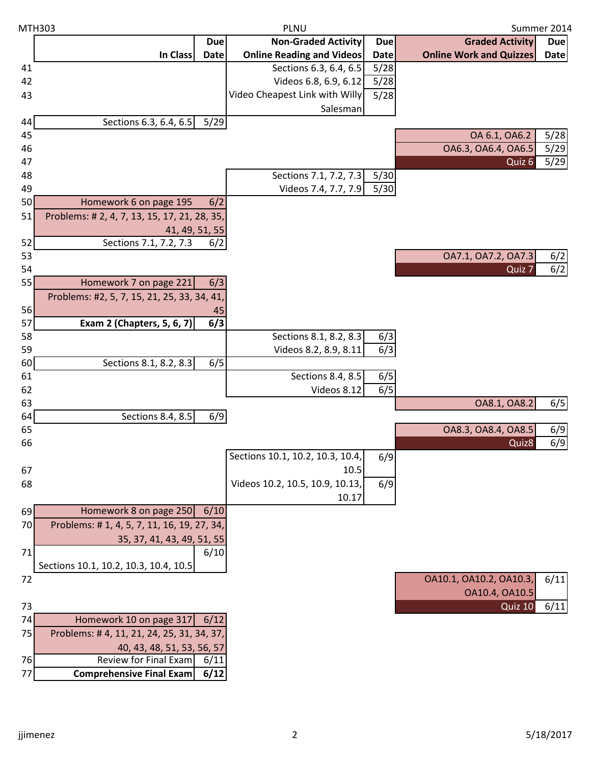| | In Class | Due Date | Non-Graded Activity Online Reading and Videos | Due Date | Graded Activity Online Work and Quizzes | Due Date |
|---|---|---|---|---|---|---|
| 41 | | | Sections 6.3, 6.4, 6.5 | 5/28 | | |
| 42 | | | Videos 6.8, 6.9, 6.12 | 5/28 | | |
| 43 | | | Video Cheapest Link with Willy Salesman | 5/28 | | |
| 44 | Sections 6.3, 6.4, 6.5 | 5/29 | | | | |
| 45 | | | | | OA 6.1, OA6.2 | 5/28 |
| 46 | | | | | OA6.3, OA6.4, OA6.5 | 5/29 |
| 47 | | | | | Quiz 6 | 5/29 |
| 48 | | | Sections 7.1, 7.2, 7.3 | 5/30 | | |
| 49 | | | Videos 7.4, 7.7, 7.9 | 5/30 | | |
| 50 | Homework 6 on page 195 | 6/2 | | | | |
| 51 | Problems: # 2, 4, 7, 13, 15, 17, 21, 28, 35, 41, 49, 51, 55 | | | | | |
| 52 | Sections 7.1, 7.2, 7.3 | 6/2 | | | | |
| 53 | | | | | OA7.1, OA7.2, OA7.3 | 6/2 |
| 54 | | | | | Quiz 7 | 6/2 |
| 55 | Homework 7 on page 221 | 6/3 | | | | |
| 56 | Problems: #2, 5, 7, 15, 21, 25, 33, 34, 41, 45 | | | | | |
| 57 | **Exam 2 (Chapters, 5, 6, 7)** | **6/3** | | | | |
| 58 | | | Sections 8.1, 8.2, 8.3 | 6/3 | | |
| 59 | | | Videos 8.2, 8.9, 8.11 | 6/3 | | |
| 60 | Sections 8.1, 8.2, 8.3 | 6/5 | | | | |
| 61 | | | Sections 8.4, 8.5 | 6/5 | | |
| 62 | | | Videos 8.12 | 6/5 | | |
| 63 | | | | | OA8.1, OA8.2 | 6/5 |
| 64 | Sections 8.4, 8.5 | 6/9 | | | | |
| 65 | | | | | OA8.3, OA8.4, OA8.5 | 6/9 |
| 66 | | | | | Quiz8 | 6/9 |
| 67 | | | Sections 10.1, 10.2, 10.3, 10.4, 10.5 | 6/9 | | |
| 68 | | | Videos 10.2, 10.5, 10.9, 10.13, 10.17 | 6/9 | | |
| 69 | Homework 8 on page 250 | 6/10 | | | | |
| 70 | Problems: # 1, 4, 5, 7, 11, 16, 19, 27, 34, 35, 37, 41, 43, 49, 51, 55 | | | | | |
| 71 | Sections 10.1, 10.2, 10.3, 10.4, 10.5 | 6/10 | | | | |
| 72 | | | | | OA10.1, OA10.2, OA10.3, OA10.4, OA10.5 | 6/11 |
| 73 | | | | | Quiz 10 | 6/11 |
| 74 | Homework 10 on page 317 | 6/12 | | | | |
| 75 | Problems: # 4, 11, 21, 24, 25, 31, 34, 37, 40, 43, 48, 51, 53, 56, 57 | | | | | |
| 76 | Review for Final Exam | 6/11 | | | | |
| 77 | **Comprehensive Final Exam** | **6/12** | | | | |